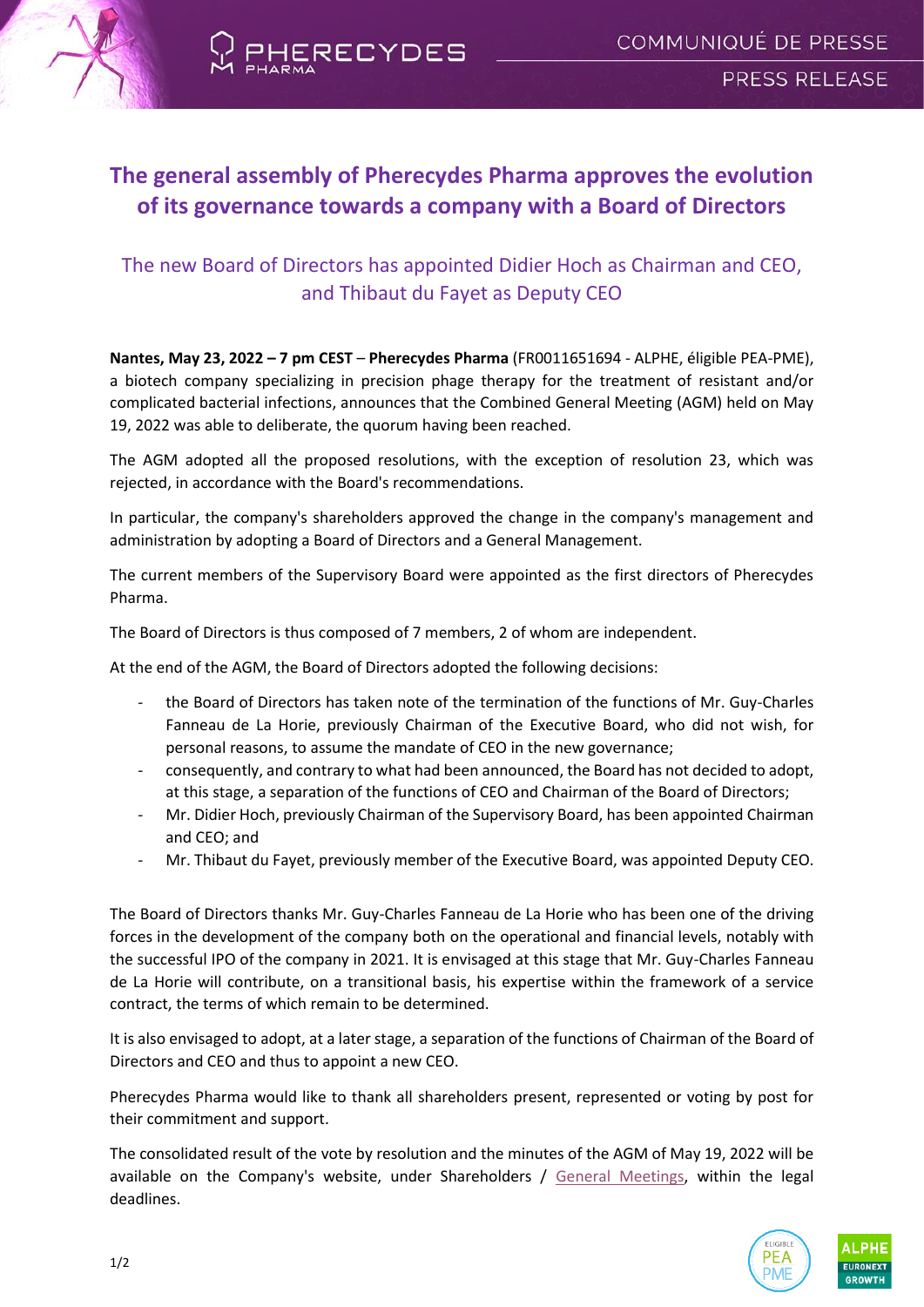# The general assembly of Pherecydes Pharma approves the evolution of its governance towards a company with a Board of Directors

## The new Board of Directors has appointed Didier Hoch as Chairman and CEO, and Thibaut du Fayet as Deputy CEO

**Nantes, May 23, 2022 – 7 pm CEST** – **Pherecydes Pharma** (FR0011651694 - ALPHE, éligible PEA-PME), a biotech company specializing in precision phage therapy for the treatment of resistant and/or complicated bacterial infections, announces that the Combined General Meeting (AGM) held on May 19, 2022 was able to deliberate, the quorum having been reached.

The AGM adopted all the proposed resolutions, with the exception of resolution 23, which was rejected, in accordance with the Board's recommendations.

In particular, the company's shareholders approved the change in the company's management and administration by adopting a Board of Directors and a General Management.

The current members of the Supervisory Board were appointed as the first directors of Pherecydes Pharma.

The Board of Directors is thus composed of 7 members, 2 of whom are independent.

At the end of the AGM, the Board of Directors adopted the following decisions:

- the Board of Directors has taken note of the termination of the functions of Mr. Guy-Charles Fanneau de La Horie, previously Chairman of the Executive Board, who did not wish, for personal reasons, to assume the mandate of CEO in the new governance;
- consequently, and contrary to what had been announced, the Board has not decided to adopt, at this stage, a separation of the functions of CEO and Chairman of the Board of Directors;
- Mr. Didier Hoch, previously Chairman of the Supervisory Board, has been appointed Chairman and CEO; and
- Mr. Thibaut du Fayet, previously member of the Executive Board, was appointed Deputy CEO.

The Board of Directors thanks Mr. Guy-Charles Fanneau de La Horie who has been one of the driving forces in the development of the company both on the operational and financial levels, notably with the successful IPO of the company in 2021. It is envisaged at this stage that Mr. Guy-Charles Fanneau de La Horie will contribute, on a transitional basis, his expertise within the framework of a service contract, the terms of which remain to be determined.

It is also envisaged to adopt, at a later stage, a separation of the functions of Chairman of the Board of Directors and CEO and thus to appoint a new CEO.

Pherecydes Pharma would like to thank all shareholders present, represented or voting by post for their commitment and support.

The consolidated result of the vote by resolution and the minutes of the AGM of May 19, 2022 will be available on the Company's website, under Shareholders / General Meetings, within the legal deadlines.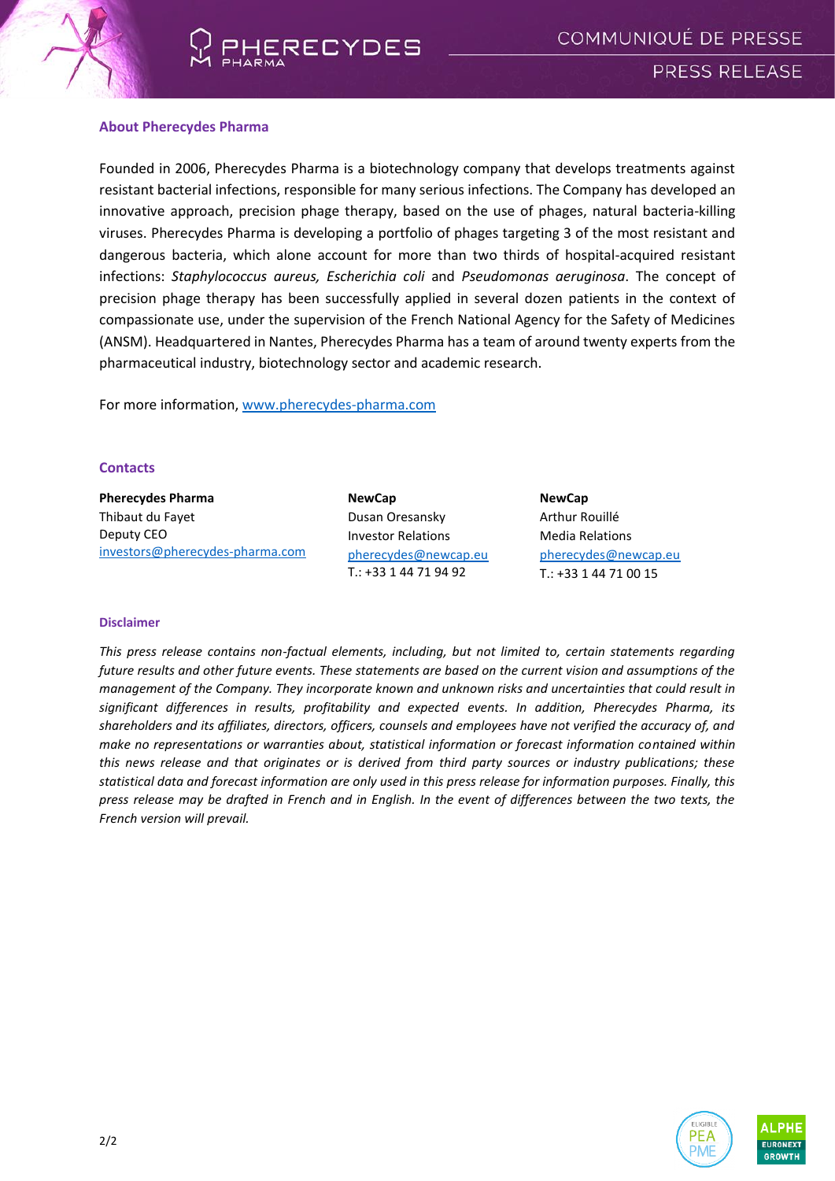## About Pherecydes Pharma

Founded in 2006, Pherecydes Pharma is a biotechnology company that develops treatments against resistant bacterial infections, responsible for many serious infections. The Company has developed an innovative approach, precision phage therapy, based on the use of phages, natural bacteria-killing viruses. Pherecydes Pharma is developing a portfolio of phages targeting 3 of the most resistant and dangerous bacteria, which alone account for more than two thirds of hospital-acquired resistant infections: *Staphylococcus aureus, Escherichia coli* and *Pseudomonas aeruginosa*. The concept of precision phage therapy has been successfully applied in several dozen patients in the context of compassionate use, under the supervision of the French National Agency for the Safety of Medicines (ANSM). Headquartered in Nantes, Pherecydes Pharma has a team of around twenty experts from the pharmaceutical industry, biotechnology sector and academic research.

For more information, www.pherecydes-pharma.com

## Contacts

**Pherecydes Pharma**
Thibaut du Fayet
Deputy CEO
investors@pherecydes-pharma.com

**NewCap**
Dusan Oresansky
Investor Relations
pherecydes@newcap.eu
T.: +33 1 44 71 94 92

**NewCap**
Arthur Rouillé
Media Relations
pherecydes@newcap.eu
T.: +33 1 44 71 00 15

## Disclaimer

*This press release contains non-factual elements, including, but not limited to, certain statements regarding future results and other future events. These statements are based on the current vision and assumptions of the management of the Company. They incorporate known and unknown risks and uncertainties that could result in significant differences in results, profitability and expected events. In addition, Pherecydes Pharma, its shareholders and its affiliates, directors, officers, counsels and employees have not verified the accuracy of, and make no representations or warranties about, statistical information or forecast information contained within this news release and that originates or is derived from third party sources or industry publications; these statistical data and forecast information are only used in this press release for information purposes. Finally, this press release may be drafted in French and in English. In the event of differences between the two texts, the French version will prevail.*